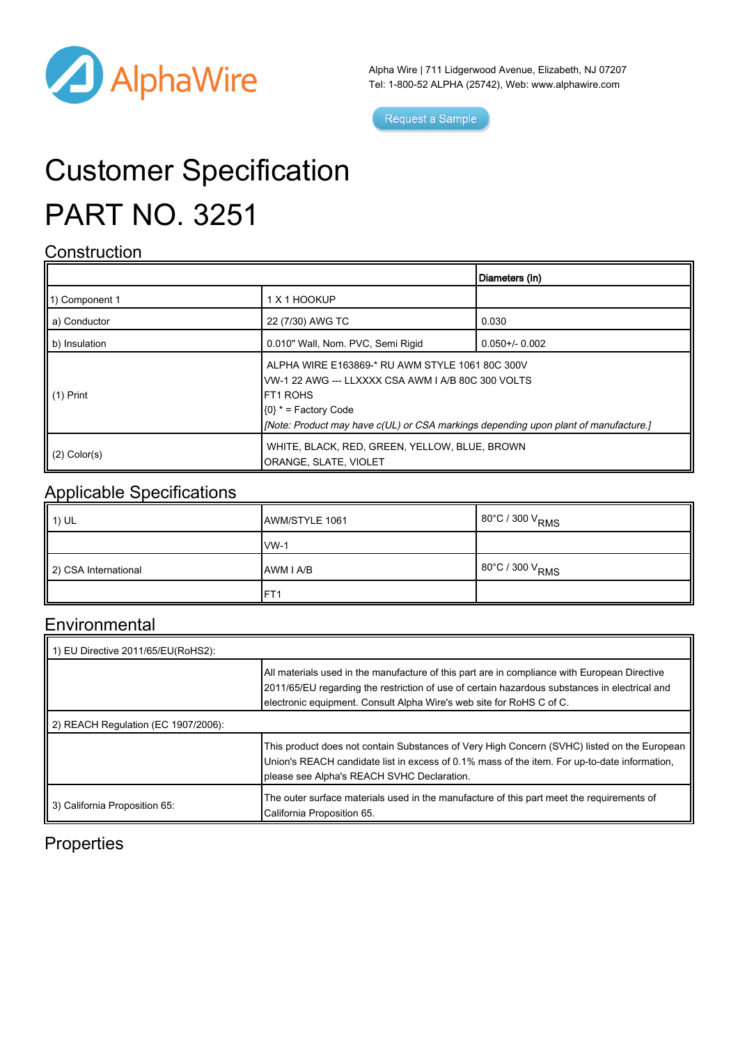AlphaWire

Alpha Wire | 711 Lidgerwood Avenue, Elizabeth, NJ 07207
Tel: 1-800-52 ALPHA (25742), Web: www.alphawire.com

Request a Sample

# Customer Specification

# PART NO. 3251

## Construction

| | | Diameters (In) |
|---|---|---|
| 1) Component 1 | 1 X 1 HOOKUP | |
| a) Conductor | 22 (7/30) AWG TC | 0.030 |
| b) Insulation | 0.010" Wall, Nom. PVC, Semi Rigid | 0.050+/- 0.002 |
| (1) Print | ALPHA WIRE E163869-* RU AWM STYLE 1061 80C 300V VW-1 22 AWG --- LLXXXX CSA AWM I A/B 80C 300 VOLTS FT1 ROHS {0} * = Factory Code *[Note: Product may have c(UL) or CSA markings depending upon plant of manufacture.]* | |
| (2) Color(s) | WHITE, BLACK, RED, GREEN, YELLOW, BLUE, BROWN ORANGE, SLATE, VIOLET | |

## Applicable Specifications

| | | |
|---|---|---|
| 1) UL | AWM/STYLE 1061 | 80°C / 300 $V_{RMS}$ |
| | VW-1 | |
| 2) CSA International | AWM I A/B | 80°C / 300 $V_{RMS}$ |
| | FT1 | |

## Environmental

| | |
|---|---|
| 1) EU Directive 2011/65/EU(RoHS2): | |
| | All materials used in the manufacture of this part are in compliance with European Directive 2011/65/EU regarding the restriction of use of certain hazardous substances in electrical and electronic equipment. Consult Alpha Wire's web site for RoHS C of C. |
| 2) REACH Regulation (EC 1907/2006): | |
| | This product does not contain Substances of Very High Concern (SVHC) listed on the European Union's REACH candidate list in excess of 0.1% mass of the item. For up-to-date information, please see Alpha's REACH SVHC Declaration. |
| 3) California Proposition 65: | The outer surface materials used in the manufacture of this part meet the requirements of California Proposition 65. |

## Properties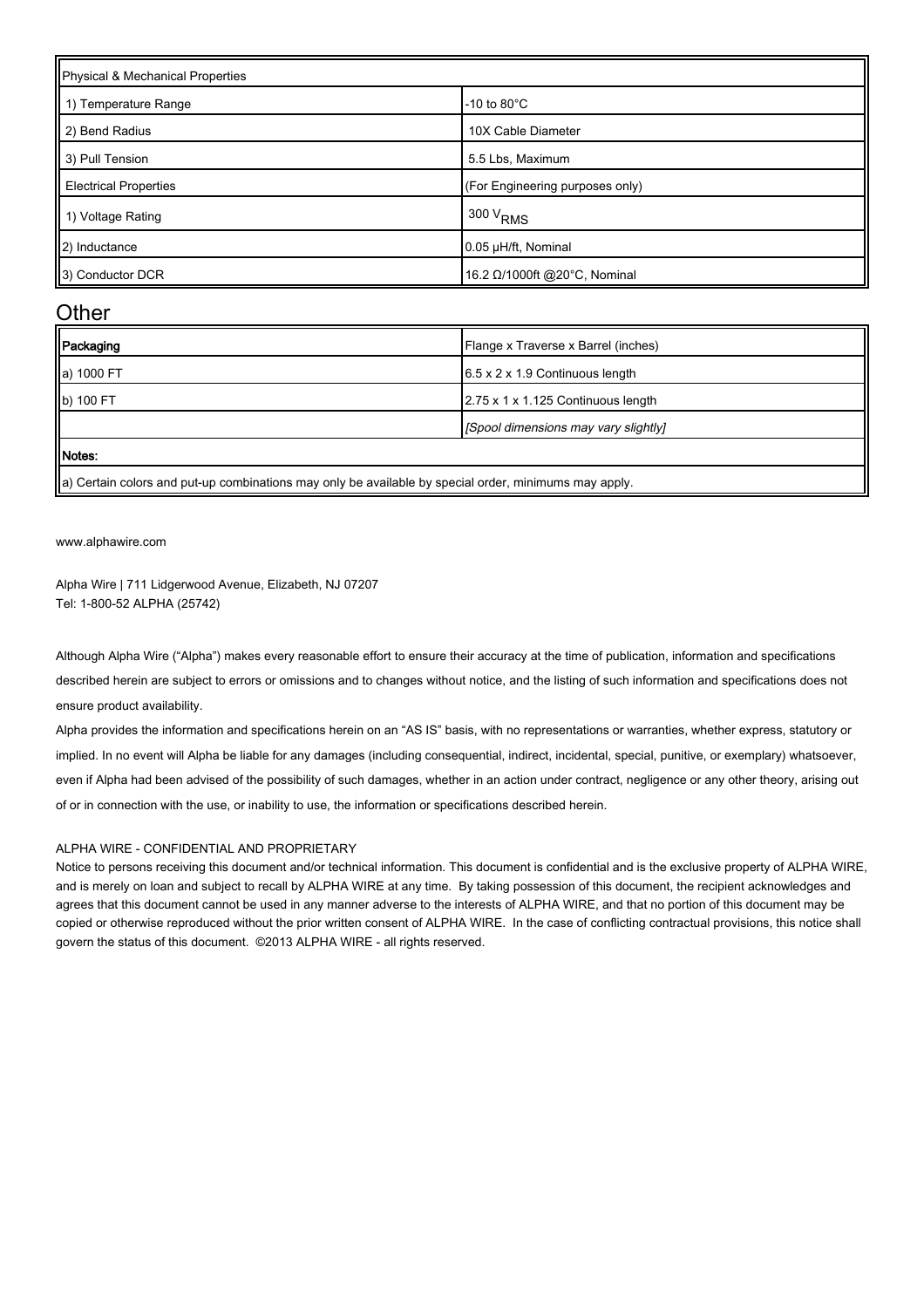| Physical & Mechanical Properties | |
|---|---|
| 1) Temperature Range | -10 to 80°C |
| 2) Bend Radius | 10X Cable Diameter |
| 3) Pull Tension | 5.5 Lbs, Maximum |
| Electrical Properties | (For Engineering purposes only) |
| 1) Voltage Rating | 300 $V_{RMS}$ |
| 2) Inductance | 0.05 µH/ft, Nominal |
| 3) Conductor DCR | 16.2 Ω/1000ft @20°C, Nominal |

## Other

| **Packaging** | Flange x Traverse x Barrel (inches) |
|---|---|
| a) 1000 FT | 6.5 x 2 x 1.9 Continuous length |
| b) 100 FT | 2.75 x 1 x 1.125 Continuous length |
| | *[Spool dimensions may vary slightly]* |
| **Notes:** | |
| a) Certain colors and put-up combinations may only be available by special order, minimums may apply. | |

www.alphawire.com

Alpha Wire | 711 Lidgerwood Avenue, Elizabeth, NJ 07207
Tel: 1-800-52 ALPHA (25742)

Although Alpha Wire ("Alpha") makes every reasonable effort to ensure their accuracy at the time of publication, information and specifications described herein are subject to errors or omissions and to changes without notice, and the listing of such information and specifications does not ensure product availability.

Alpha provides the information and specifications herein on an "AS IS" basis, with no representations or warranties, whether express, statutory or implied. In no event will Alpha be liable for any damages (including consequential, indirect, incidental, special, punitive, or exemplary) whatsoever, even if Alpha had been advised of the possibility of such damages, whether in an action under contract, negligence or any other theory, arising out of or in connection with the use, or inability to use, the information or specifications described herein.

ALPHA WIRE - CONFIDENTIAL AND PROPRIETARY

Notice to persons receiving this document and/or technical information. This document is confidential and is the exclusive property of ALPHA WIRE, and is merely on loan and subject to recall by ALPHA WIRE at any time. By taking possession of this document, the recipient acknowledges and agrees that this document cannot be used in any manner adverse to the interests of ALPHA WIRE, and that no portion of this document may be copied or otherwise reproduced without the prior written consent of ALPHA WIRE. In the case of conflicting contractual provisions, this notice shall govern the status of this document. ©2013 ALPHA WIRE - all rights reserved.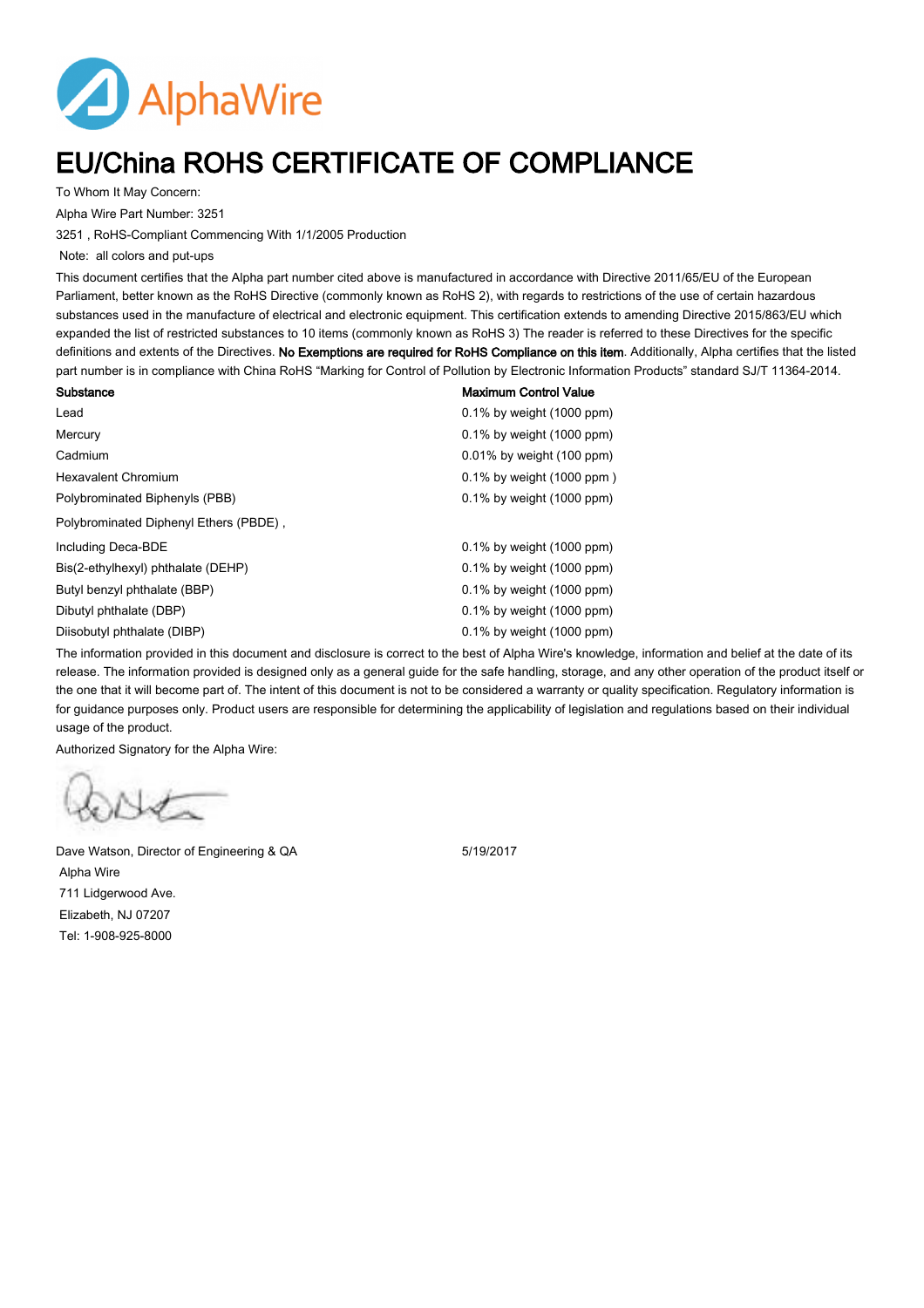AlphaWire

# EU/China ROHS CERTIFICATE OF COMPLIANCE

To Whom It May Concern:

Alpha Wire Part Number: 3251

3251 , RoHS-Compliant Commencing With 1/1/2005 Production

Note: all colors and put-ups

This document certifies that the Alpha part number cited above is manufactured in accordance with Directive 2011/65/EU of the European Parliament, better known as the RoHS Directive (commonly known as RoHS 2), with regards to restrictions of the use of certain hazardous substances used in the manufacture of electrical and electronic equipment. This certification extends to amending Directive 2015/863/EU which expanded the list of restricted substances to 10 items (commonly known as RoHS 3) The reader is referred to these Directives for the specific definitions and extents of the Directives. **No Exemptions are required for RoHS Compliance on this item**. Additionally, Alpha certifies that the listed part number is in compliance with China RoHS "Marking for Control of Pollution by Electronic Information Products" standard SJ/T 11364-2014.

| Substance | Maximum Control Value |
|---|---|
| Lead | 0.1% by weight (1000 ppm) |
| Mercury | 0.1% by weight (1000 ppm) |
| Cadmium | 0.01% by weight (100 ppm) |
| Hexavalent Chromium | 0.1% by weight (1000 ppm ) |
| Polybrominated Biphenyls (PBB) | 0.1% by weight (1000 ppm) |
| Polybrominated Diphenyl Ethers (PBDE) , | |
| Including Deca-BDE | 0.1% by weight (1000 ppm) |
| Bis(2-ethylhexyl) phthalate (DEHP) | 0.1% by weight (1000 ppm) |
| Butyl benzyl phthalate (BBP) | 0.1% by weight (1000 ppm) |
| Dibutyl phthalate (DBP) | 0.1% by weight (1000 ppm) |
| Diisobutyl phthalate (DIBP) | 0.1% by weight (1000 ppm) |

The information provided in this document and disclosure is correct to the best of Alpha Wire's knowledge, information and belief at the date of its release. The information provided is designed only as a general guide for the safe handling, storage, and any other operation of the product itself or the one that it will become part of. The intent of this document is not to be considered a warranty or quality specification. Regulatory information is for guidance purposes only. Product users are responsible for determining the applicability of legislation and regulations based on their individual usage of the product.

Authorized Signatory for the Alpha Wire:

Dave Watson, Director of Engineering & QA 5/19/2017

Alpha Wire

711 Lidgerwood Ave.

Elizabeth, NJ 07207

Tel: 1-908-925-8000